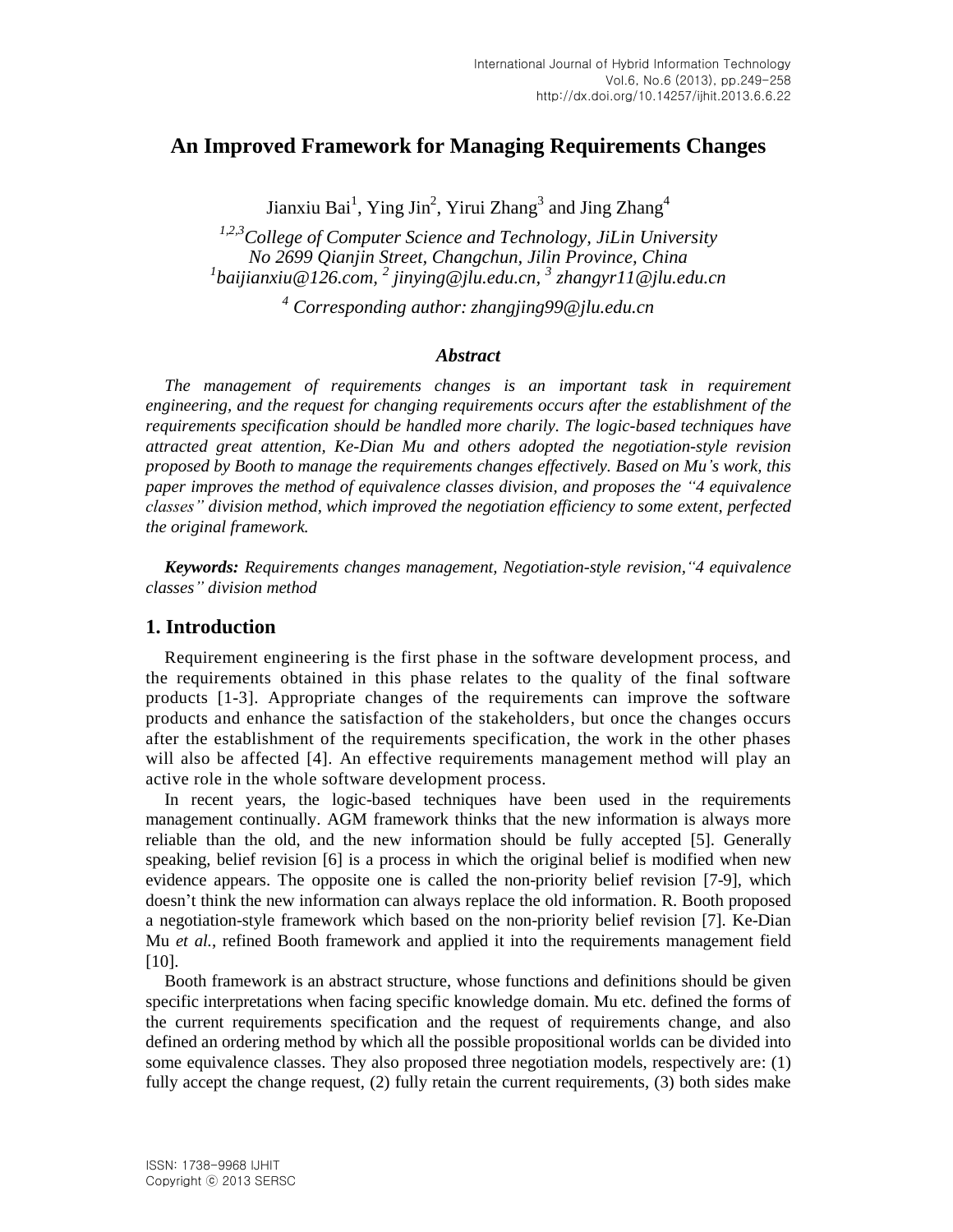# An Improved Framework for Managing Requirements Changes

Jianxiu Bai[1], Ying Jin[2], Yirui Zhang[3] and Jing Zhang[4]

*[1,2,3]College of Computer Science and Technology, JiLin University*
*No 2699 Qianjin Street, Changchun, Jilin Province, China*
*[1]baijianxiu@126.com, [2] jinying@jlu.edu.cn, [3] zhangyr11@jlu.edu.cn*

*[4] Corresponding author: zhangjing99@jlu.edu.cn*

### *Abstract*

*The management of requirements changes is an important task in requirement engineering, and the request for changing requirements occurs after the establishment of the requirements specification should be handled more charily. The logic-based techniques have attracted great attention, Ke-Dian Mu and others adopted the negotiation-style revision proposed by Booth to manage the requirements changes effectively. Based on Mu's work, this paper improves the method of equivalence classes division, and proposes the "4 equivalence classes" division method, which improved the negotiation efficiency to some extent, perfected the original framework.*

***Keywords:*** *Requirements changes management, Negotiation-style revision,"4 equivalence classes" division method*

## 1. Introduction

Requirement engineering is the first phase in the software development process, and the requirements obtained in this phase relates to the quality of the final software products [1-3]. Appropriate changes of the requirements can improve the software products and enhance the satisfaction of the stakeholders, but once the changes occurs after the establishment of the requirements specification, the work in the other phases will also be affected [4]. An effective requirements management method will play an active role in the whole software development process.

In recent years, the logic-based techniques have been used in the requirements management continually. AGM framework thinks that the new information is always more reliable than the old, and the new information should be fully accepted [5]. Generally speaking, belief revision [6] is a process in which the original belief is modified when new evidence appears. The opposite one is called the non-priority belief revision [7-9], which doesn't think the new information can always replace the old information. R. Booth proposed a negotiation-style framework which based on the non-priority belief revision [7]. Ke-Dian Mu *et al.*, refined Booth framework and applied it into the requirements management field [10].

Booth framework is an abstract structure, whose functions and definitions should be given specific interpretations when facing specific knowledge domain. Mu etc. defined the forms of the current requirements specification and the request of requirements change, and also defined an ordering method by which all the possible propositional worlds can be divided into some equivalence classes. They also proposed three negotiation models, respectively are: (1) fully accept the change request, (2) fully retain the current requirements, (3) both sides make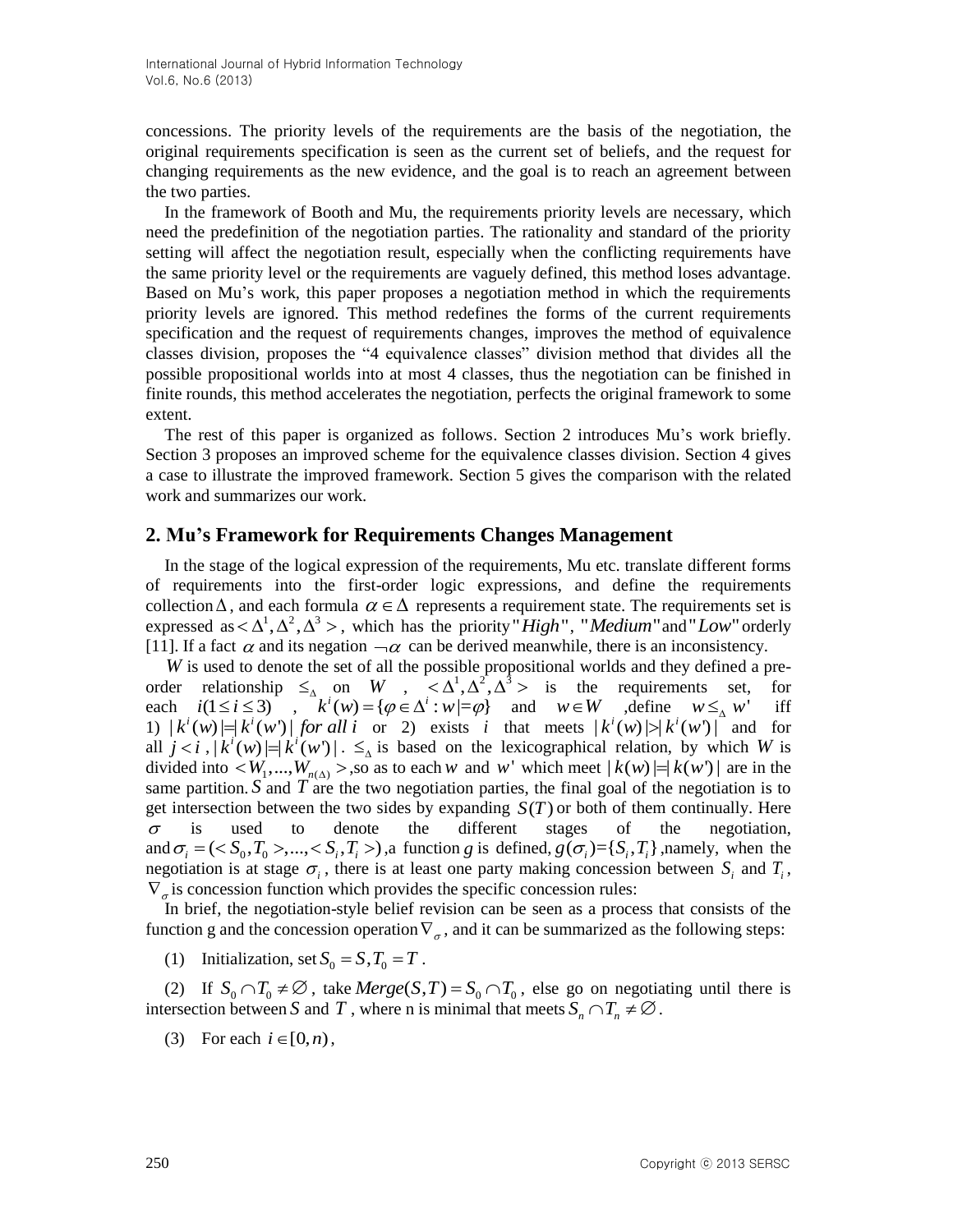concessions. The priority levels of the requirements are the basis of the negotiation, the original requirements specification is seen as the current set of beliefs, and the request for changing requirements as the new evidence, and the goal is to reach an agreement between the two parties.

In the framework of Booth and Mu, the requirements priority levels are necessary, which need the predefinition of the negotiation parties. The rationality and standard of the priority setting will affect the negotiation result, especially when the conflicting requirements have the same priority level or the requirements are vaguely defined, this method loses advantage. Based on Mu's work, this paper proposes a negotiation method in which the requirements priority levels are ignored. This method redefines the forms of the current requirements specification and the request of requirements changes, improves the method of equivalence classes division, proposes the "4 equivalence classes" division method that divides all the possible propositional worlds into at most 4 classes, thus the negotiation can be finished in finite rounds, this method accelerates the negotiation, perfects the original framework to some extent.

The rest of this paper is organized as follows. Section 2 introduces Mu's work briefly. Section 3 proposes an improved scheme for the equivalence classes division. Section 4 gives a case to illustrate the improved framework. Section 5 gives the comparison with the related work and summarizes our work.

## 2. Mu's Framework for Requirements Changes Management

In the stage of the logical expression of the requirements, Mu etc. translate different forms of requirements into the first-order logic expressions, and define the requirements collection $\Delta$, and each formula $\alpha \in \Delta$ represents a requirement state. The requirements set is expressed as $<\Delta^1, \Delta^2, \Delta^3>$, which has the priority "$High$", "$Medium$" and "$Low$" orderly [11]. If a fact $\alpha$ and its negation $\neg\alpha$ can be derived meanwhile, there is an inconsistency.

$W$ is used to denote the set of all the possible propositional worlds and they defined a pre-order relationship $\leq_\Delta$ on $W$, $<\Delta^1, \Delta^2, \Delta^3>$ is the requirements set, for each $i (1 \leq i \leq 3)$, $k^i(w) = \{\varphi \in \Delta^i : w \models \varphi\}$ and $w \in W$, define $w \leq_\Delta w'$ iff 1) $|k^i(w)| = |k^i(w')|$ *for all* $i$ or 2) exists $i$ that meets $|k^i(w)| > |k^i(w')|$ and for all $j < i$, $|k^i(w)| = |k^i(w')|$. $\leq_\Delta$ is based on the lexicographical relation, by which $W$ is divided into $<W_1, ..., W_{n(\Delta)}>$, so as to each $w$ and $w'$ which meet $|k(w)| = |k(w')|$ are in the same partition. $S$ and $T$ are the two negotiation parties, the final goal of the negotiation is to get intersection between the two sides by expanding $S(T)$ or both of them continually. Here $\sigma$ is used to denote the different stages of the negotiation, and $\sigma_i = (<S_0, T_0>, ..., <S_i, T_i>)$, a function $g$ is defined, $g(\sigma_i) = \{S_i, T_i\}$, namely, when the negotiation is at stage $\sigma_i$, there is at least one party making concession between $S_i$ and $T_i$, $\nabla_\sigma$ is concession function which provides the specific concession rules:

In brief, the negotiation-style belief revision can be seen as a process that consists of the function g and the concession operation $\nabla_\sigma$, and it can be summarized as the following steps:

(1) Initialization, set $S_0 = S, T_0 = T$.

(2) If $S_0 \cap T_0 \neq \varnothing$, take $Merge(S,T) = S_0 \cap T_0$, else go on negotiating until there is intersection between $S$ and $T$, where n is minimal that meets $S_n \cap T_n \neq \varnothing$.

(3) For each $i \in [0, n)$,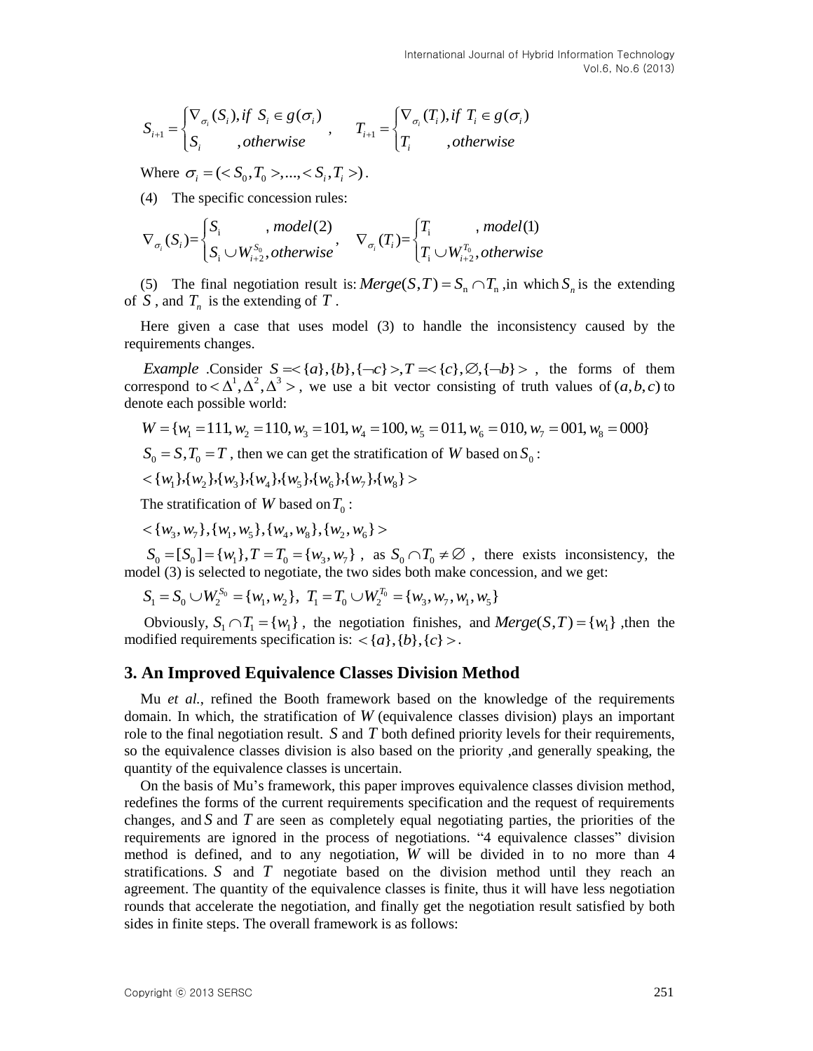$$S_{i+1}=\begin{cases}\nabla_{\sigma_i}(S_i), if\ S_i\in g(\sigma_i)\\ S_i \qquad\quad ,otherwise\end{cases}, \quad T_{i+1}=\begin{cases}\nabla_{\sigma_i}(T_i), if\ T_i\in g(\sigma_i)\\ T_i \qquad\quad ,otherwise\end{cases}$$

Where $\sigma_i=(<S_0,T_0>,...,<S_i,T_i>)$.

(4) The specific concession rules:

$$\nabla_{\sigma_i}(S_i)=\begin{cases}S_i \qquad\qquad , model(2)\\ S_i\cup W_{i+2}^{S_0}, otherwise\end{cases}, \quad \nabla_{\sigma_i}(T_i)=\begin{cases}T_i \qquad\qquad , model(1)\\ T_i\cup W_{i+2}^{T_0}, otherwise\end{cases}$$

(5) The final negotiation result is: $Merge(S,T)=S_n\cap T_n$, in which $S_n$ is the extending of $S$, and $T_n$ is the extending of $T$.

Here given a case that uses model (3) to handle the inconsistency caused by the requirements changes.

*Example*. Consider $S=<\{a\},\{b\},\{\neg c\}>, T=<\{c\},\varnothing,\{\neg b\}>$, the forms of them correspond to $<\Delta^1,\Delta^2,\Delta^3>$, we use a bit vector consisting of truth values of $(a,b,c)$ to denote each possible world:

$W=\{w_1=111, w_2=110, w_3=101, w_4=100, w_5=011, w_6=010, w_7=001, w_8=000\}$

$S_0=S, T_0=T$, then we can get the stratification of $W$ based on $S_0$:

$<\{w_1\},\{w_2\},\{w_3\},\{w_4\},\{w_5\},\{w_6\},\{w_7\},\{w_8\}>$

The stratification of $W$ based on $T_0$:

$<\{w_3,w_7\},\{w_1,w_5\},\{w_4,w_8\},\{w_2,w_6\}>$

$S_0=[S_0]=\{w_1\}, T=T_0=\{w_3,w_7\}$, as $S_0\cap T_0\neq\varnothing$, there exists inconsistency, the model (3) is selected to negotiate, the two sides both make concession, and we get:

$S_1=S_0\cup W_2^{S_0}=\{w_1,w_2\},\ T_1=T_0\cup W_2^{T_0}=\{w_3,w_7,w_1,w_5\}$

Obviously, $S_1\cap T_1=\{w_1\}$, the negotiation finishes, and $Merge(S,T)=\{w_1\}$, then the modified requirements specification is: $<\{a\},\{b\},\{c\}>$.

## 3. An Improved Equivalence Classes Division Method

Mu *et al.*, refined the Booth framework based on the knowledge of the requirements domain. In which, the stratification of $W$ (equivalence classes division) plays an important role to the final negotiation result. $S$ and $T$ both defined priority levels for their requirements, so the equivalence classes division is also based on the priority, and generally speaking, the quantity of the equivalence classes is uncertain.

On the basis of Mu's framework, this paper improves equivalence classes division method, redefines the forms of the current requirements specification and the request of requirements changes, and $S$ and $T$ are seen as completely equal negotiating parties, the priorities of the requirements are ignored in the process of negotiations. "4 equivalence classes" division method is defined, and to any negotiation, $W$ will be divided in to no more than 4 stratifications. $S$ and $T$ negotiate based on the division method until they reach an agreement. The quantity of the equivalence classes is finite, thus it will have less negotiation rounds that accelerate the negotiation, and finally get the negotiation result satisfied by both sides in finite steps. The overall framework is as follows: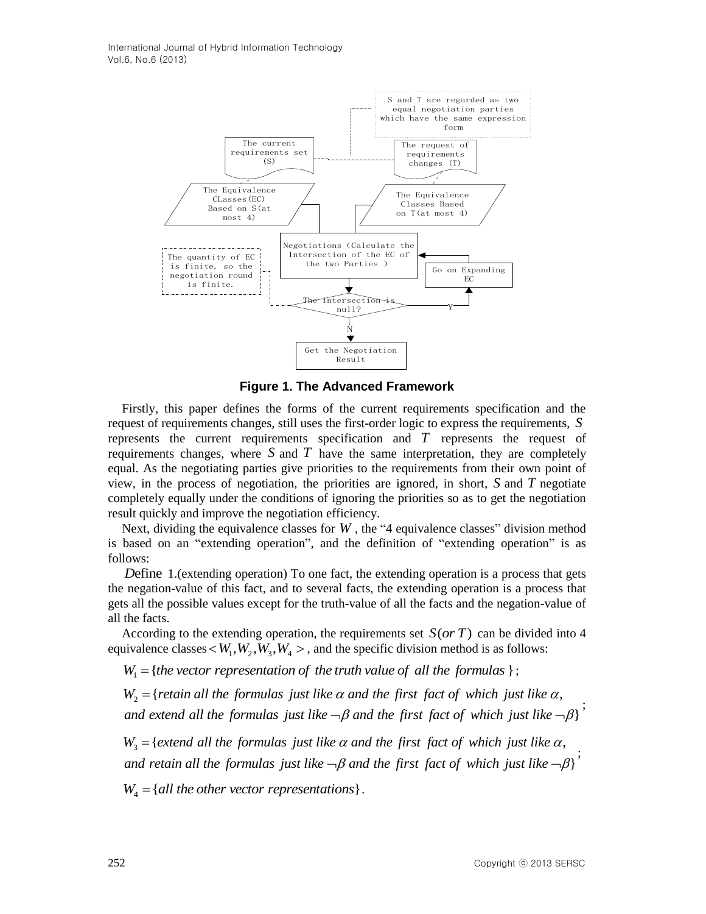**Figure 1. The Advanced Framework**

Firstly, this paper defines the forms of the current requirements specification and the request of requirements changes, still uses the first-order logic to express the requirements, $S$ represents the current requirements specification and $T$ represents the request of requirements changes, where $S$ and $T$ have the same interpretation, they are completely equal. As the negotiating parties give priorities to the requirements from their own point of view, in the process of negotiation, the priorities are ignored, in short, $S$ and $T$ negotiate completely equally under the conditions of ignoring the priorities so as to get the negotiation result quickly and improve the negotiation efficiency.

Next, dividing the equivalence classes for $W$, the "4 equivalence classes" division method is based on an "extending operation", and the definition of "extending operation" is as follows:

*D*efine 1.(extending operation) To one fact, the extending operation is a process that gets the negation-value of this fact, and to several facts, the extending operation is a process that gets all the possible values except for the truth-value of all the facts and the negation-value of all the facts.

According to the extending operation, the requirements set $S(or\ T)$ can be divided into 4 equivalence classes $<W_1, W_2, W_3, W_4>$, and the specific division method is as follows:

$W_1 = \{the\ vector\ representation\ of\ the\ truth\ value\ of\ all\ the\ formulas\}$;

$W_2 = \{retain\ all\ the\ formulas\ just\ like\ \alpha\ and\ the\ first\ fact\ of\ which\ just\ like\ \alpha,$
$and\ extend\ all\ the\ formulas\ just\ like\ \neg\beta\ and\ the\ first\ fact\ of\ which\ just\ like\ \neg\beta\}$;

$W_3 = \{extend\ all\ the\ formulas\ just\ like\ \alpha\ and\ the\ first\ fact\ of\ which\ just\ like\ \alpha,$
$and\ retain\ all\ the\ formulas\ just\ like\ \neg\beta\ and\ the\ first\ fact\ of\ which\ just\ like\ \neg\beta\}$;

$W_4 = \{all\ the\ other\ vector\ representations\}$.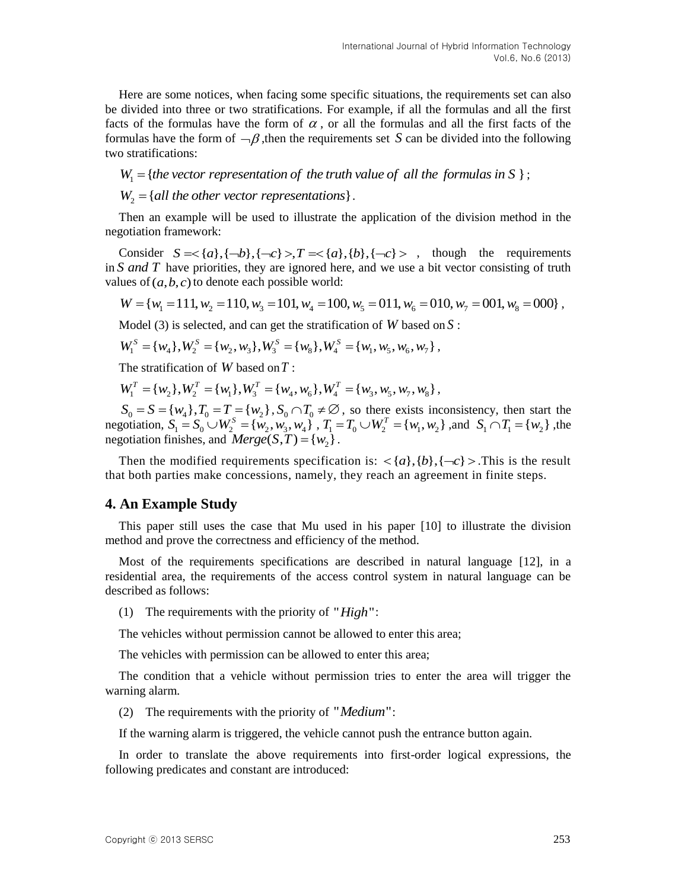Here are some notices, when facing some specific situations, the requirements set can also be divided into three or two stratifications. For example, if all the formulas and all the first facts of the formulas have the form of $\alpha$, or all the formulas and all the first facts of the formulas have the form of $\neg\beta$, then the requirements set $S$ can be divided into the following two stratifications:

$W_1 = \{\textit{the vector representation of the truth value of all the formulas in } S\}$;

$W_2 = \{\textit{all the other vector representations}\}$.

Then an example will be used to illustrate the application of the division method in the negotiation framework:

Consider $S = <\{a\},\{\neg b\},\{\neg c\}>, T = <\{a\},\{b\},\{\neg c\}>$, though the requirements in $S$ *and* $T$ have priorities, they are ignored here, and we use a bit vector consisting of truth values of $(a,b,c)$ to denote each possible world:

$W = \{w_1 = 111, w_2 = 110, w_3 = 101, w_4 = 100, w_5 = 011, w_6 = 010, w_7 = 001, w_8 = 000\}$,

Model (3) is selected, and can get the stratification of $W$ based on $S$:

$W_1^S = \{w_4\}, W_2^S = \{w_2, w_3\}, W_3^S = \{w_8\}, W_4^S = \{w_1, w_5, w_6, w_7\}$,

The stratification of $W$ based on $T$:

$W_1^T = \{w_2\}, W_2^T = \{w_1\}, W_3^T = \{w_4, w_6\}, W_4^T = \{w_3, w_5, w_7, w_8\}$,

$S_0 = S = \{w_4\}, T_0 = T = \{w_2\}, S_0 \cap T_0 \neq \varnothing$, so there exists inconsistency, then start the negotiation, $S_1 = S_0 \cup W_2^S = \{w_2, w_3, w_4\}$, $T_1 = T_0 \cup W_2^T = \{w_1, w_2\}$, and $S_1 \cap T_1 = \{w_2\}$, the negotiation finishes, and $Merge(S,T) = \{w_2\}$.

Then the modified requirements specification is: $<\{a\},\{b\},\{\neg c\}>$. This is the result that both parties make concessions, namely, they reach an agreement in finite steps.

## 4. An Example Study

This paper still uses the case that Mu used in his paper [10] to illustrate the division method and prove the correctness and efficiency of the method.

Most of the requirements specifications are described in natural language [12], in a residential area, the requirements of the access control system in natural language can be described as follows:

(1) The requirements with the priority of "*High*":

The vehicles without permission cannot be allowed to enter this area;

The vehicles with permission can be allowed to enter this area;

The condition that a vehicle without permission tries to enter the area will trigger the warning alarm.

(2) The requirements with the priority of "*Medium*":

If the warning alarm is triggered, the vehicle cannot push the entrance button again.

In order to translate the above requirements into first-order logical expressions, the following predicates and constant are introduced: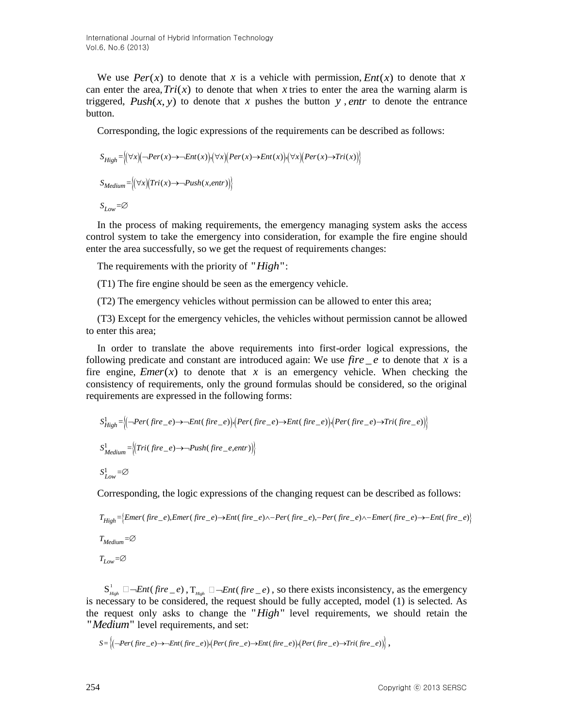We use $Per(x)$ to denote that $x$ is a vehicle with permission, $Ent(x)$ to denote that $x$ can enter the area, $Tri(x)$ to denote that when $x$ tries to enter the area the warning alarm is triggered, $Push(x,y)$ to denote that $x$ pushes the button $y$, $entr$ to denote the entrance button.

Corresponding, the logic expressions of the requirements can be described as follows:

$$S_{High}=\{(\forall x)(\neg Per(x)\to\neg Ent(x)),(\forall x)(Per(x)\to Ent(x)),(\forall x)(Per(x)\to Tri(x))\}$$

$$S_{Medium}=\{(\forall x)(Tri(x)\to\neg Push(x,entr))\}$$

$$S_{Low}=\varnothing$$

In the process of making requirements, the emergency managing system asks the access control system to take the emergency into consideration, for example the fire engine should enter the area successfully, so we get the request of requirements changes:

The requirements with the priority of "$High$":

(T1) The fire engine should be seen as the emergency vehicle.

(T2) The emergency vehicles without permission can be allowed to enter this area;

(T3) Except for the emergency vehicles, the vehicles without permission cannot be allowed to enter this area;

In order to translate the above requirements into first-order logical expressions, the following predicate and constant are introduced again: We use $fire\_e$ to denote that $x$ is a fire engine, $Emer(x)$ to denote that $x$ is an emergency vehicle. When checking the consistency of requirements, only the ground formulas should be considered, so the original requirements are expressed in the following forms:

$$S^1_{High}=\{(\neg Per(fire\_e)\to\neg Ent(fire\_e)),(Per(fire\_e)\to Ent(fire\_e)),(Per(fire\_e)\to Tri(fire\_e))\}$$

$$S^1_{Medium}=\{(Tri(fire\_e)\to\neg Push(fire\_e,entr))\}$$

$$S^1_{Low}=\varnothing$$

Corresponding, the logic expressions of the changing request can be described as follows:

$$T_{High}=\{Emer(fire\_e),Emer(fire\_e)\to Ent(fire\_e)\wedge-Per(fire\_e),-Per(fire\_e)\wedge-Emer(fire\_e)\to-Ent(fire\_e)\}$$

$$T_{Medium}=\varnothing$$

$$T_{Low}=\varnothing$$

$S^1_{High} \vdash \neg Ent(fire\_e)$, $T_{High} \vdash \neg Ent(fire\_e)$, so there exists inconsistency, as the emergency is necessary to be considered, the request should be fully accepted, model (1) is selected. As the request only asks to change the "$High$" level requirements, we should retain the "$Medium$" level requirements, and set:

$$S=\{(\neg Per(fire\_e)\to\neg Ent(fire\_e)),(Per(fire\_e)\to Ent(fire\_e)),(Per(fire\_e)\to Tri(fire\_e))\},$$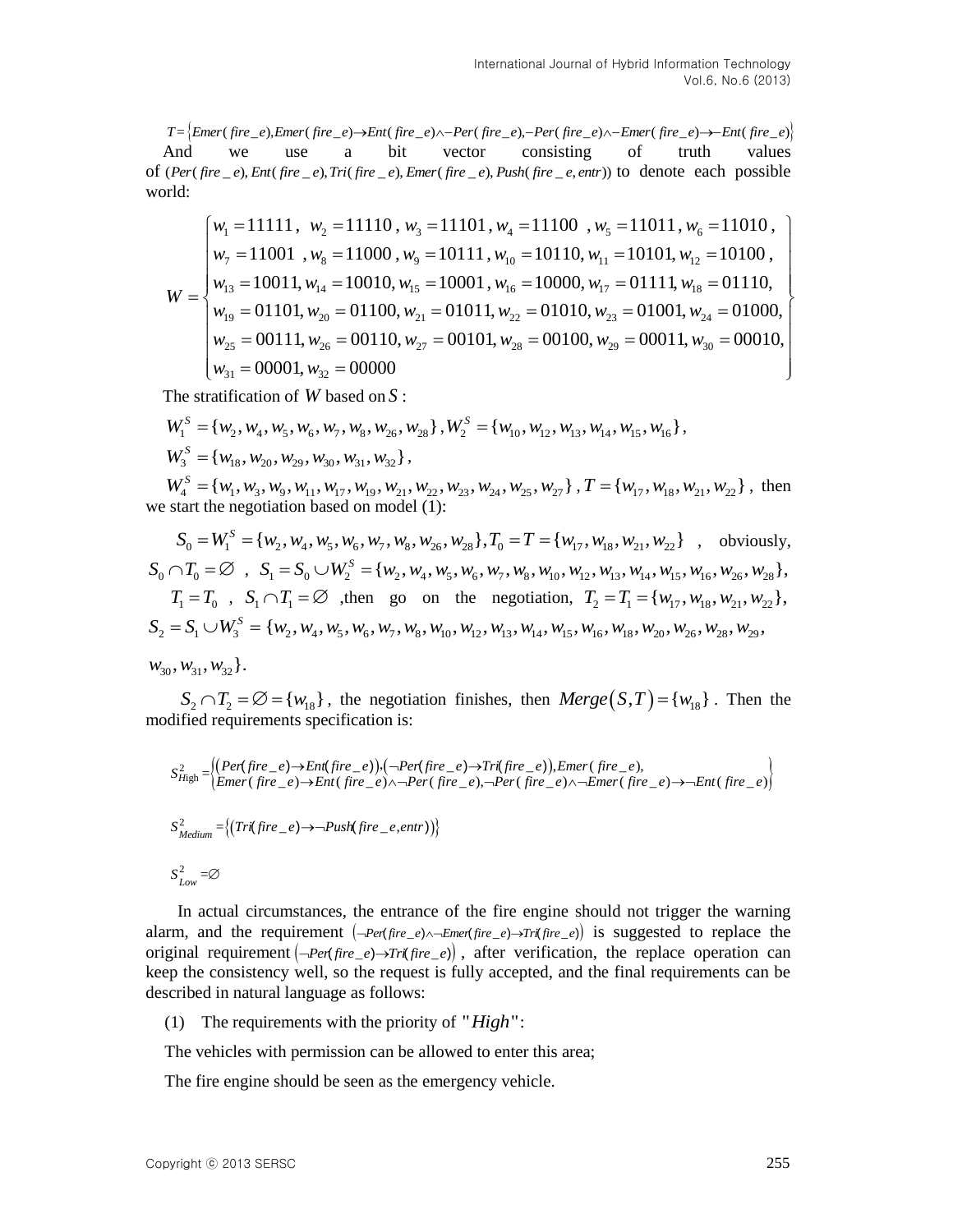$T = \{Emer(fire\_e), Emer(fire\_e) \rightarrow Ent(fire\_e) \wedge \neg Per(fire\_e), \neg Per(fire\_e) \wedge \neg Emer(fire\_e) \rightarrow \neg Ent(fire\_e)\}$

And we use a bit vector consisting of truth values of $(Per(fire\_e), Ent(fire\_e), Tri(fire\_e), Emer(fire\_e), Push(fire\_e, entr))$ to denote each possible world:

$$W = \left\{ \begin{array}{l} w_1 = 11111,\ w_2 = 11110,\ w_3 = 11101,\ w_4 = 11100,\ w_5 = 11011,\ w_6 = 11010, \\ w_7 = 11001,\ w_8 = 11000,\ w_9 = 10111,\ w_{10} = 10110,\ w_{11} = 10101,\ w_{12} = 10100, \\ w_{13} = 10011,\ w_{14} = 10010,\ w_{15} = 10001,\ w_{16} = 10000,\ w_{17} = 01111,\ w_{18} = 01110, \\ w_{19} = 01101,\ w_{20} = 01100,\ w_{21} = 01011,\ w_{22} = 01010,\ w_{23} = 01001,\ w_{24} = 01000, \\ w_{25} = 00111,\ w_{26} = 00110,\ w_{27} = 00101,\ w_{28} = 00100,\ w_{29} = 00011,\ w_{30} = 00010, \\ w_{31} = 00001,\ w_{32} = 00000 \end{array} \right\}$$

The stratification of $W$ based on $S$:

$W_1^S = \{w_2, w_4, w_5, w_6, w_7, w_8, w_{26}, w_{28}\}$, $W_2^S = \{w_{10}, w_{12}, w_{13}, w_{14}, w_{15}, w_{16}\}$,

$W_3^S = \{w_{18}, w_{20}, w_{29}, w_{30}, w_{31}, w_{32}\}$,

$W_4^S = \{w_1, w_3, w_9, w_{11}, w_{17}, w_{19}, w_{21}, w_{22}, w_{23}, w_{24}, w_{25}, w_{27}\}$, $T = \{w_{17}, w_{18}, w_{21}, w_{22}\}$, then we start the negotiation based on model (1):

$S_0 = W_1^S = \{w_2, w_4, w_5, w_6, w_7, w_8, w_{26}, w_{28}\}, T_0 = T = \{w_{17}, w_{18}, w_{21}, w_{22}\}$, obviously, $S_0 \cap T_0 = \varnothing$, $S_1 = S_0 \cup W_2^S = \{w_2, w_4, w_5, w_6, w_7, w_8, w_{10}, w_{12}, w_{13}, w_{14}, w_{15}, w_{16}, w_{26}, w_{28}\}$,

$T_1 = T_0$, $S_1 \cap T_1 = \varnothing$, then go on the negotiation, $T_2 = T_1 = \{w_{17}, w_{18}, w_{21}, w_{22}\}$, $S_2 = S_1 \cup W_3^S = \{w_2, w_4, w_5, w_6, w_7, w_8, w_{10}, w_{12}, w_{13}, w_{14}, w_{15}, w_{16}, w_{18}, w_{20}, w_{26}, w_{28}, w_{29}, w_{30}, w_{31}, w_{32}\}$.

$S_2 \cap T_2 = \varnothing = \{w_{18}\}$, the negotiation finishes, then $Merge(S,T) = \{w_{18}\}$. Then the modified requirements specification is:

$$S_{High}^2 = \left\{ \begin{array}{l} (Per(fire\_e) \rightarrow Ent(fire\_e)), (\neg Per(fire\_e) \rightarrow Tri(fire\_e)), Emer(fire\_e), \\ Emer(fire\_e) \rightarrow Ent(fire\_e) \wedge \neg Per(fire\_e), \neg Per(fire\_e) \wedge \neg Emer(fire\_e) \rightarrow \neg Ent(fire\_e) \end{array} \right\}$$

$$S_{Medium}^2 = \{(Tri(fire\_e) \rightarrow \neg Push(fire\_e, entr))\}$$

$$S_{Low}^2 = \varnothing$$

In actual circumstances, the entrance of the fire engine should not trigger the warning alarm, and the requirement $(\neg Per(fire\_e) \wedge \neg Emer(fire\_e) \rightarrow Tri(fire\_e))$ is suggested to replace the original requirement $(\neg Per(fire\_e) \rightarrow Tri(fire\_e))$, after verification, the replace operation can keep the consistency well, so the request is fully accepted, and the final requirements can be described in natural language as follows:

(1) The requirements with the priority of "$High$":

The vehicles with permission can be allowed to enter this area;

The fire engine should be seen as the emergency vehicle.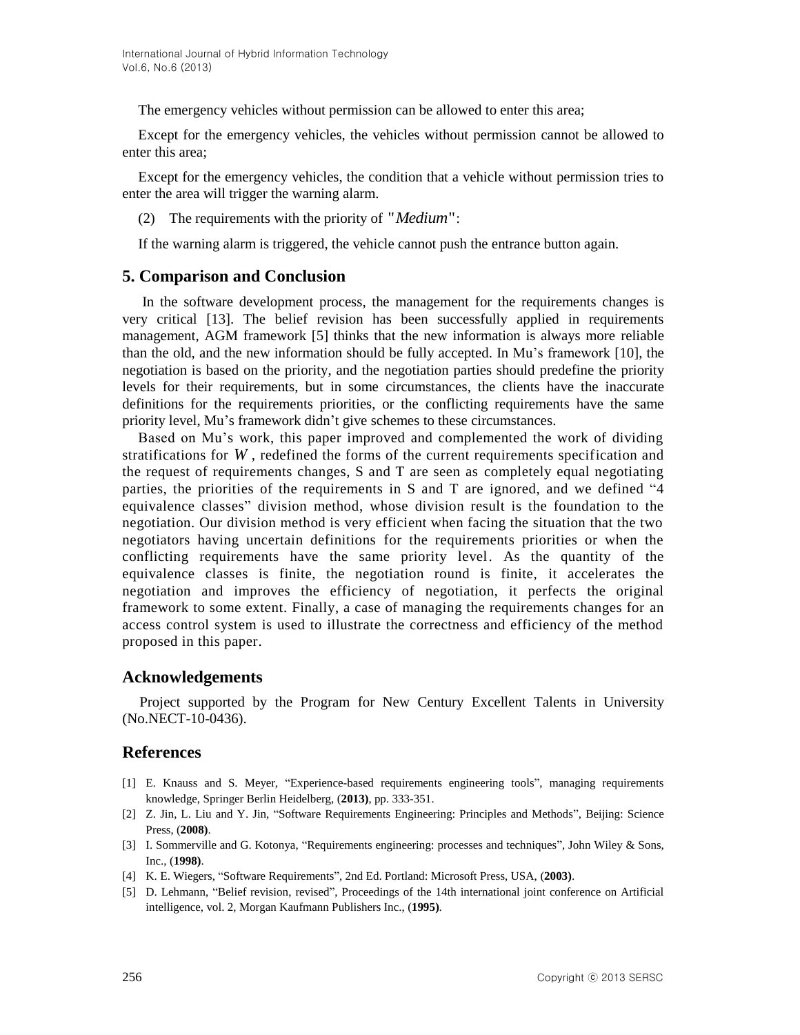The emergency vehicles without permission can be allowed to enter this area;

Except for the emergency vehicles, the vehicles without permission cannot be allowed to enter this area;

Except for the emergency vehicles, the condition that a vehicle without permission tries to enter the area will trigger the warning alarm.

(2) The requirements with the priority of "*Medium*":

If the warning alarm is triggered, the vehicle cannot push the entrance button again.

## 5. Comparison and Conclusion

In the software development process, the management for the requirements changes is very critical [13]. The belief revision has been successfully applied in requirements management, AGM framework [5] thinks that the new information is always more reliable than the old, and the new information should be fully accepted. In Mu's framework [10], the negotiation is based on the priority, and the negotiation parties should predefine the priority levels for their requirements, but in some circumstances, the clients have the inaccurate definitions for the requirements priorities, or the conflicting requirements have the same priority level, Mu's framework didn't give schemes to these circumstances.

Based on Mu's work, this paper improved and complemented the work of dividing stratifications for $W$, redefined the forms of the current requirements specification and the request of requirements changes, S and T are seen as completely equal negotiating parties, the priorities of the requirements in S and T are ignored, and we defined "4 equivalence classes" division method, whose division result is the foundation to the negotiation. Our division method is very efficient when facing the situation that the two negotiators having uncertain definitions for the requirements priorities or when the conflicting requirements have the same priority level. As the quantity of the equivalence classes is finite, the negotiation round is finite, it accelerates the negotiation and improves the efficiency of negotiation, it perfects the original framework to some extent. Finally, a case of managing the requirements changes for an access control system is used to illustrate the correctness and efficiency of the method proposed in this paper.

## Acknowledgements

Project supported by the Program for New Century Excellent Talents in University (No.NECT-10-0436).

## References

[1] E. Knauss and S. Meyer, "Experience-based requirements engineering tools", managing requirements knowledge, Springer Berlin Heidelberg, (**2013**), pp. 333-351.

[2] Z. Jin, L. Liu and Y. Jin, "Software Requirements Engineering: Principles and Methods", Beijing: Science Press, (**2008**).

[3] I. Sommerville and G. Kotonya, "Requirements engineering: processes and techniques", John Wiley & Sons, Inc., (**1998**).

[4] K. E. Wiegers, "Software Requirements", 2nd Ed. Portland: Microsoft Press, USA, (**2003**).

[5] D. Lehmann, "Belief revision, revised", Proceedings of the 14th international joint conference on Artificial intelligence, vol. 2, Morgan Kaufmann Publishers Inc., (**1995**).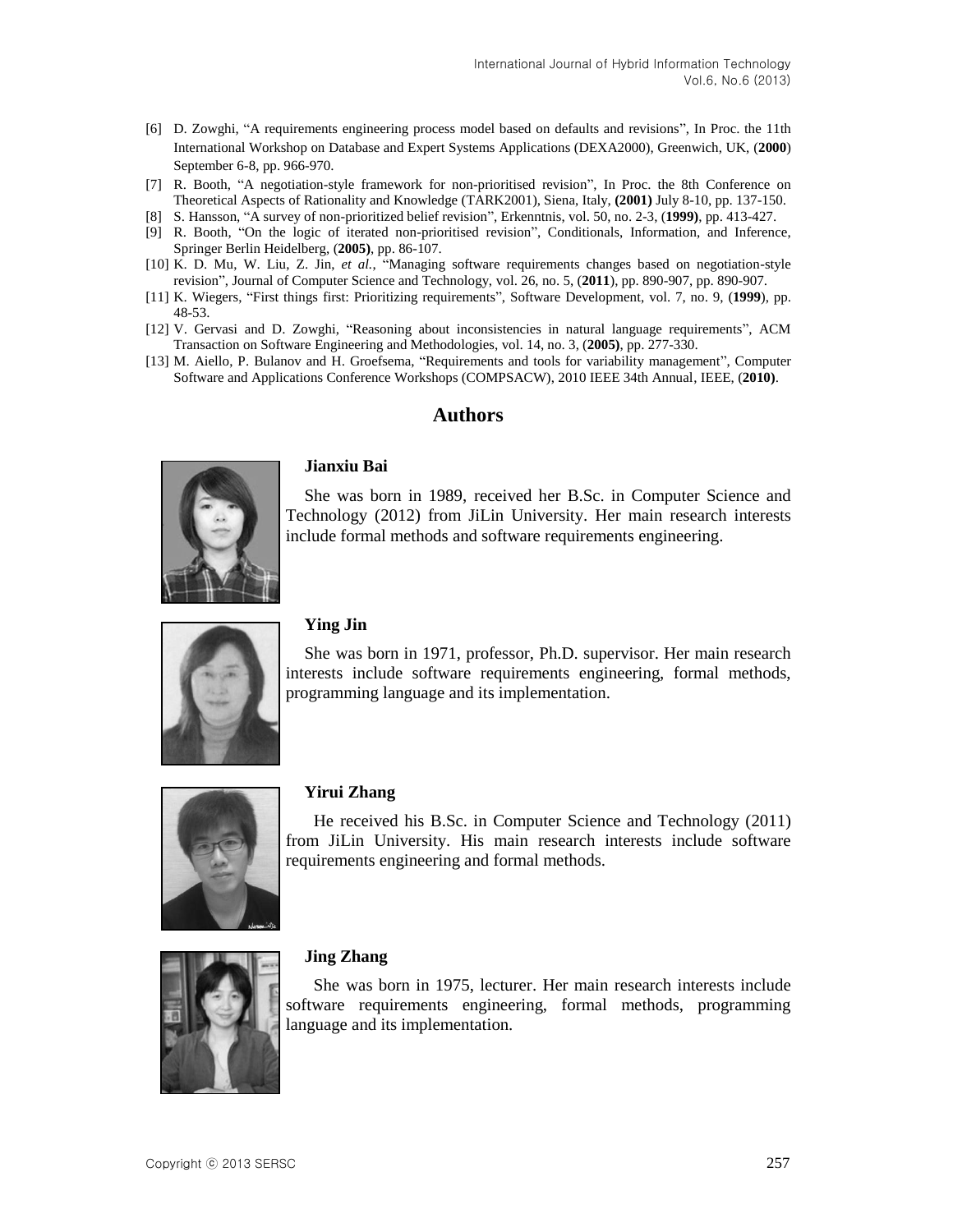[6] D. Zowghi, "A requirements engineering process model based on defaults and revisions", In Proc. the 11th International Workshop on Database and Expert Systems Applications (DEXA2000), Greenwich, UK, (**2000**) September 6-8, pp. 966-970.

[7] R. Booth, "A negotiation-style framework for non-prioritised revision", In Proc. the 8th Conference on Theoretical Aspects of Rationality and Knowledge (TARK2001), Siena, Italy, **(2001)** July 8-10, pp. 137-150.

[8] S. Hansson, "A survey of non-prioritized belief revision", Erkenntnis, vol. 50, no. 2-3, (**1999**), pp. 413-427.

[9] R. Booth, "On the logic of iterated non-prioritised revision", Conditionals, Information, and Inference, Springer Berlin Heidelberg, (**2005**), pp. 86-107.

[10] K. D. Mu, W. Liu, Z. Jin, *et al.*, "Managing software requirements changes based on negotiation-style revision", Journal of Computer Science and Technology, vol. 26, no. 5, (**2011**), pp. 890-907, pp. 890-907.

[11] K. Wiegers, "First things first: Prioritizing requirements", Software Development, vol. 7, no. 9, (**1999**), pp. 48-53.

[12] V. Gervasi and D. Zowghi, "Reasoning about inconsistencies in natural language requirements", ACM Transaction on Software Engineering and Methodologies, vol. 14, no. 3, (**2005**), pp. 277-330.

[13] M. Aiello, P. Bulanov and H. Groefsema, "Requirements and tools for variability management", Computer Software and Applications Conference Workshops (COMPSACW), 2010 IEEE 34th Annual, IEEE, (**2010**).

## Authors

**Jianxiu Bai**

She was born in 1989, received her B.Sc. in Computer Science and Technology (2012) from JiLin University. Her main research interests include formal methods and software requirements engineering.

**Ying Jin**

She was born in 1971, professor, Ph.D. supervisor. Her main research interests include software requirements engineering, formal methods, programming language and its implementation.

**Yirui Zhang**

He received his B.Sc. in Computer Science and Technology (2011) from JiLin University. His main research interests include software requirements engineering and formal methods.

**Jing Zhang**

She was born in 1975, lecturer. Her main research interests include software requirements engineering, formal methods, programming language and its implementation.